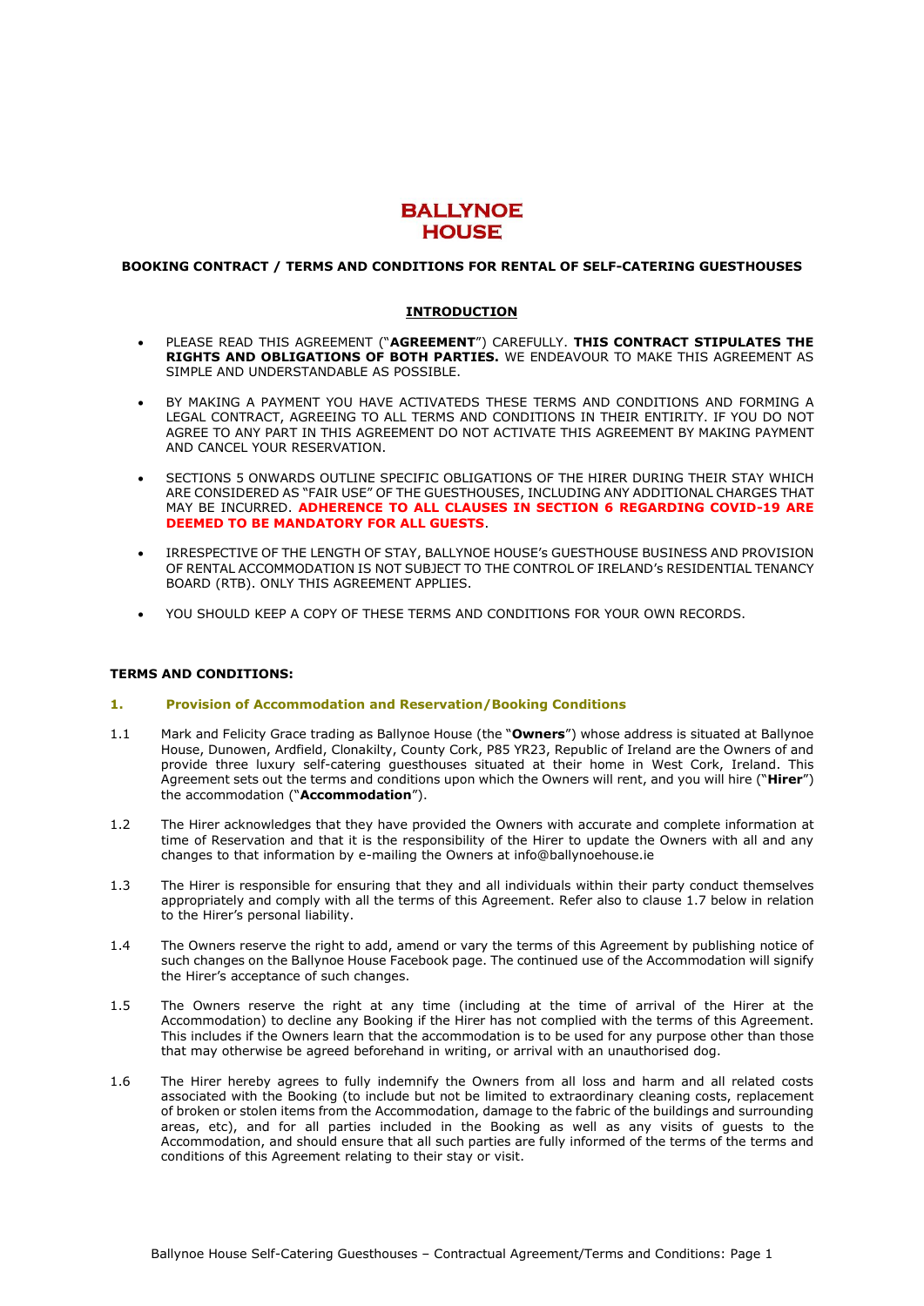# BALLYNOE HOUSE

**BOOKING CONTRACT / TERMS AND CONDITIONS FOR RENTAL OF SELF-CATERING GUESTHOUSES**

## INTRODUCTION

- PLEASE READ THIS AGREEMENT ("**AGREEMENT**") CAREFULLY. **THIS CONTRACT STIPULATES THE RIGHTS AND OBLIGATIONS OF BOTH PARTIES.** WE ENDEAVOUR TO MAKE THIS AGREEMENT AS SIMPLE AND UNDERSTANDABLE AS POSSIBLE.

- BY MAKING A PAYMENT YOU HAVE ACTIVATEDS THESE TERMS AND CONDITIONS AND FORMING A LEGAL CONTRACT, AGREEING TO ALL TERMS AND CONDITIONS IN THEIR ENTIRITY. IF YOU DO NOT AGREE TO ANY PART IN THIS AGREEMENT DO NOT ACTIVATE THIS AGREEMENT BY MAKING PAYMENT AND CANCEL YOUR RESERVATION.

- SECTIONS 5 ONWARDS OUTLINE SPECIFIC OBLIGATIONS OF THE HIRER DURING THEIR STAY WHICH ARE CONSIDERED AS "FAIR USE" OF THE GUESTHOUSES, INCLUDING ANY ADDITIONAL CHARGES THAT MAY BE INCURRED. **ADHERENCE TO ALL CLAUSES IN SECTION 6 REGARDING COVID-19 ARE DEEMED TO BE MANDATORY FOR ALL GUESTS**.

- IRRESPECTIVE OF THE LENGTH OF STAY, BALLYNOE HOUSE's GUESTHOUSE BUSINESS AND PROVISION OF RENTAL ACCOMMODATION IS NOT SUBJECT TO THE CONTROL OF IRELAND's RESIDENTIAL TENANCY BOARD (RTB). ONLY THIS AGREEMENT APPLIES.

- YOU SHOULD KEEP A COPY OF THESE TERMS AND CONDITIONS FOR YOUR OWN RECORDS.

**TERMS AND CONDITIONS:**

### 1. Provision of Accommodation and Reservation/Booking Conditions

1.1 Mark and Felicity Grace trading as Ballynoe House (the "**Owners**") whose address is situated at Ballynoe House, Dunowen, Ardfield, Clonakilty, County Cork, P85 YR23, Republic of Ireland are the Owners of and provide three luxury self-catering guesthouses situated at their home in West Cork, Ireland. This Agreement sets out the terms and conditions upon which the Owners will rent, and you will hire ("**Hirer**") the accommodation ("**Accommodation**").

1.2 The Hirer acknowledges that they have provided the Owners with accurate and complete information at time of Reservation and that it is the responsibility of the Hirer to update the Owners with all and any changes to that information by e-mailing the Owners at info@ballynoehouse.ie

1.3 The Hirer is responsible for ensuring that they and all individuals within their party conduct themselves appropriately and comply with all the terms of this Agreement. Refer also to clause 1.7 below in relation to the Hirer's personal liability.

1.4 The Owners reserve the right to add, amend or vary the terms of this Agreement by publishing notice of such changes on the Ballynoe House Facebook page. The continued use of the Accommodation will signify the Hirer's acceptance of such changes.

1.5 The Owners reserve the right at any time (including at the time of arrival of the Hirer at the Accommodation) to decline any Booking if the Hirer has not complied with the terms of this Agreement. This includes if the Owners learn that the accommodation is to be used for any purpose other than those that may otherwise be agreed beforehand in writing, or arrival with an unauthorised dog.

1.6 The Hirer hereby agrees to fully indemnify the Owners from all loss and harm and all related costs associated with the Booking (to include but not be limited to extraordinary cleaning costs, replacement of broken or stolen items from the Accommodation, damage to the fabric of the buildings and surrounding areas, etc), and for all parties included in the Booking as well as any visits of guests to the Accommodation, and should ensure that all such parties are fully informed of the terms of the terms and conditions of this Agreement relating to their stay or visit.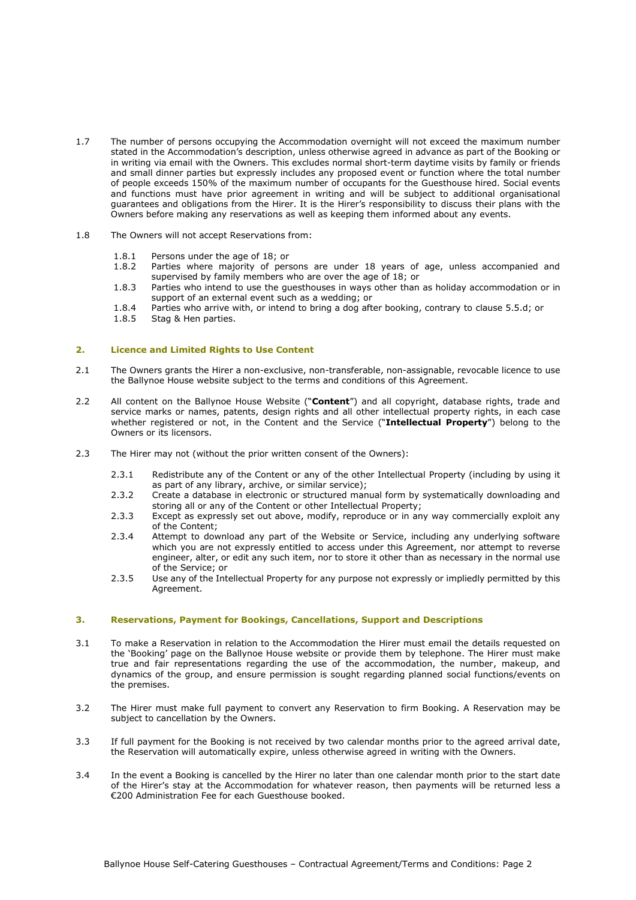1.7 The number of persons occupying the Accommodation overnight will not exceed the maximum number stated in the Accommodation's description, unless otherwise agreed in advance as part of the Booking or in writing via email with the Owners. This excludes normal short-term daytime visits by family or friends and small dinner parties but expressly includes any proposed event or function where the total number of people exceeds 150% of the maximum number of occupants for the Guesthouse hired. Social events and functions must have prior agreement in writing and will be subject to additional organisational guarantees and obligations from the Hirer. It is the Hirer's responsibility to discuss their plans with the Owners before making any reservations as well as keeping them informed about any events.

1.8 The Owners will not accept Reservations from:

- 1.8.1 Persons under the age of 18; or
- 1.8.2 Parties where majority of persons are under 18 years of age, unless accompanied and supervised by family members who are over the age of 18; or
- 1.8.3 Parties who intend to use the guesthouses in ways other than as holiday accommodation or in support of an external event such as a wedding; or
- 1.8.4 Parties who arrive with, or intend to bring a dog after booking, contrary to clause 5.5.d; or
- 1.8.5 Stag & Hen parties.

## 2. Licence and Limited Rights to Use Content

2.1 The Owners grants the Hirer a non-exclusive, non-transferable, non-assignable, revocable licence to use the Ballynoe House website subject to the terms and conditions of this Agreement.

2.2 All content on the Ballynoe House Website ("**Content**") and all copyright, database rights, trade and service marks or names, patents, design rights and all other intellectual property rights, in each case whether registered or not, in the Content and the Service ("**Intellectual Property**") belong to the Owners or its licensors.

2.3 The Hirer may not (without the prior written consent of the Owners):

- 2.3.1 Redistribute any of the Content or any of the other Intellectual Property (including by using it as part of any library, archive, or similar service);
- 2.3.2 Create a database in electronic or structured manual form by systematically downloading and storing all or any of the Content or other Intellectual Property;
- 2.3.3 Except as expressly set out above, modify, reproduce or in any way commercially exploit any of the Content;
- 2.3.4 Attempt to download any part of the Website or Service, including any underlying software which you are not expressly entitled to access under this Agreement, nor attempt to reverse engineer, alter, or edit any such item, nor to store it other than as necessary in the normal use of the Service; or
- 2.3.5 Use any of the Intellectual Property for any purpose not expressly or impliedly permitted by this Agreement.

## 3. Reservations, Payment for Bookings, Cancellations, Support and Descriptions

3.1 To make a Reservation in relation to the Accommodation the Hirer must email the details requested on the 'Booking' page on the Ballynoe House website or provide them by telephone. The Hirer must make true and fair representations regarding the use of the accommodation, the number, makeup, and dynamics of the group, and ensure permission is sought regarding planned social functions/events on the premises.

3.2 The Hirer must make full payment to convert any Reservation to firm Booking. A Reservation may be subject to cancellation by the Owners.

3.3 If full payment for the Booking is not received by two calendar months prior to the agreed arrival date, the Reservation will automatically expire, unless otherwise agreed in writing with the Owners.

3.4 In the event a Booking is cancelled by the Hirer no later than one calendar month prior to the start date of the Hirer's stay at the Accommodation for whatever reason, then payments will be returned less a €200 Administration Fee for each Guesthouse booked.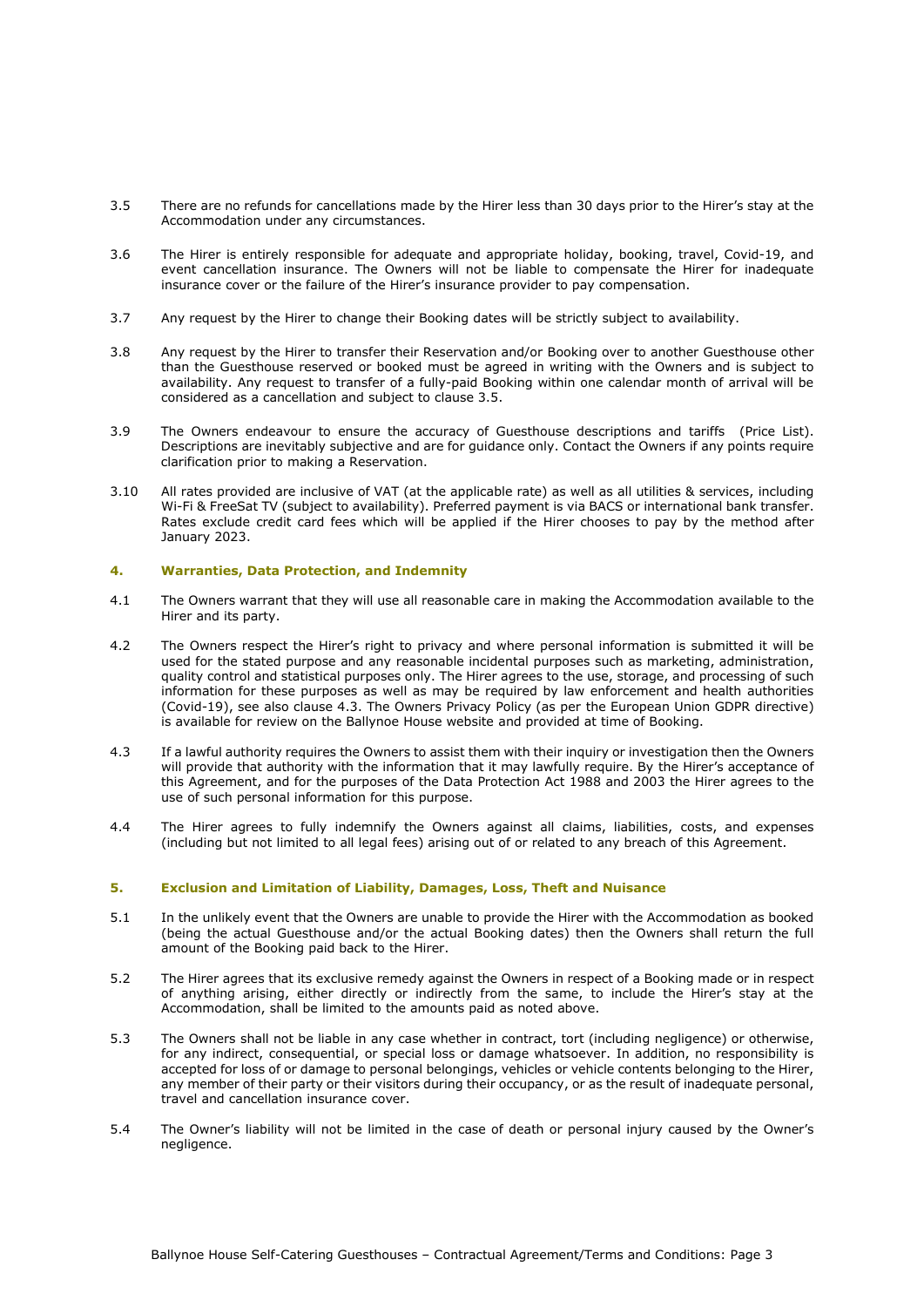3.5 There are no refunds for cancellations made by the Hirer less than 30 days prior to the Hirer's stay at the Accommodation under any circumstances.

3.6 The Hirer is entirely responsible for adequate and appropriate holiday, booking, travel, Covid-19, and event cancellation insurance. The Owners will not be liable to compensate the Hirer for inadequate insurance cover or the failure of the Hirer's insurance provider to pay compensation.

3.7 Any request by the Hirer to change their Booking dates will be strictly subject to availability.

3.8 Any request by the Hirer to transfer their Reservation and/or Booking over to another Guesthouse other than the Guesthouse reserved or booked must be agreed in writing with the Owners and is subject to availability. Any request to transfer of a fully-paid Booking within one calendar month of arrival will be considered as a cancellation and subject to clause 3.5.

3.9 The Owners endeavour to ensure the accuracy of Guesthouse descriptions and tariffs (Price List). Descriptions are inevitably subjective and are for guidance only. Contact the Owners if any points require clarification prior to making a Reservation.

3.10 All rates provided are inclusive of VAT (at the applicable rate) as well as all utilities & services, including Wi-Fi & FreeSat TV (subject to availability). Preferred payment is via BACS or international bank transfer. Rates exclude credit card fees which will be applied if the Hirer chooses to pay by the method after January 2023.

## 4. Warranties, Data Protection, and Indemnity

4.1 The Owners warrant that they will use all reasonable care in making the Accommodation available to the Hirer and its party.

4.2 The Owners respect the Hirer's right to privacy and where personal information is submitted it will be used for the stated purpose and any reasonable incidental purposes such as marketing, administration, quality control and statistical purposes only. The Hirer agrees to the use, storage, and processing of such information for these purposes as well as may be required by law enforcement and health authorities (Covid-19), see also clause 4.3. The Owners Privacy Policy (as per the European Union GDPR directive) is available for review on the Ballynoe House website and provided at time of Booking.

4.3 If a lawful authority requires the Owners to assist them with their inquiry or investigation then the Owners will provide that authority with the information that it may lawfully require. By the Hirer's acceptance of this Agreement, and for the purposes of the Data Protection Act 1988 and 2003 the Hirer agrees to the use of such personal information for this purpose.

4.4 The Hirer agrees to fully indemnify the Owners against all claims, liabilities, costs, and expenses (including but not limited to all legal fees) arising out of or related to any breach of this Agreement.

## 5. Exclusion and Limitation of Liability, Damages, Loss, Theft and Nuisance

5.1 In the unlikely event that the Owners are unable to provide the Hirer with the Accommodation as booked (being the actual Guesthouse and/or the actual Booking dates) then the Owners shall return the full amount of the Booking paid back to the Hirer.

5.2 The Hirer agrees that its exclusive remedy against the Owners in respect of a Booking made or in respect of anything arising, either directly or indirectly from the same, to include the Hirer's stay at the Accommodation, shall be limited to the amounts paid as noted above.

5.3 The Owners shall not be liable in any case whether in contract, tort (including negligence) or otherwise, for any indirect, consequential, or special loss or damage whatsoever. In addition, no responsibility is accepted for loss of or damage to personal belongings, vehicles or vehicle contents belonging to the Hirer, any member of their party or their visitors during their occupancy, or as the result of inadequate personal, travel and cancellation insurance cover.

5.4 The Owner's liability will not be limited in the case of death or personal injury caused by the Owner's negligence.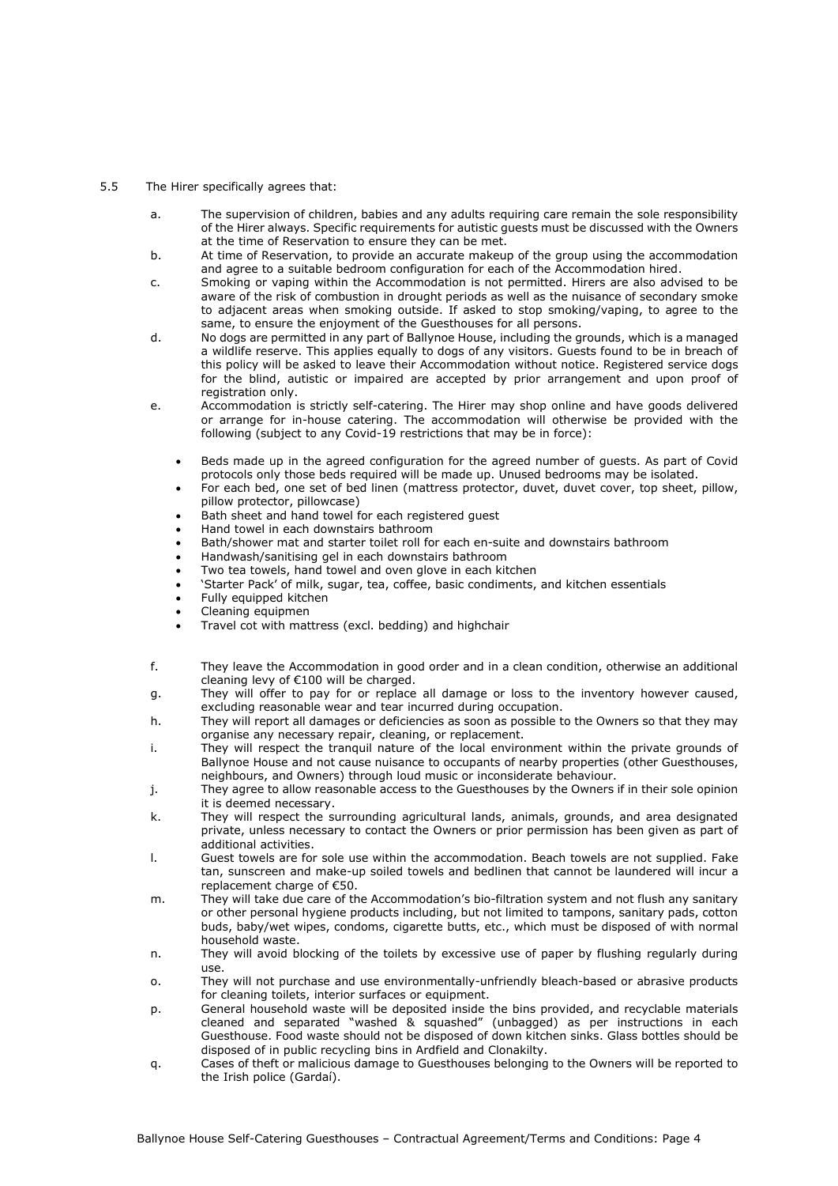5.5 The Hirer specifically agrees that:

a. The supervision of children, babies and any adults requiring care remain the sole responsibility of the Hirer always. Specific requirements for autistic guests must be discussed with the Owners at the time of Reservation to ensure they can be met.

b. At time of Reservation, to provide an accurate makeup of the group using the accommodation and agree to a suitable bedroom configuration for each of the Accommodation hired.

c. Smoking or vaping within the Accommodation is not permitted. Hirers are also advised to be aware of the risk of combustion in drought periods as well as the nuisance of secondary smoke to adjacent areas when smoking outside. If asked to stop smoking/vaping, to agree to the same, to ensure the enjoyment of the Guesthouses for all persons.

d. No dogs are permitted in any part of Ballynoe House, including the grounds, which is a managed a wildlife reserve. This applies equally to dogs of any visitors. Guests found to be in breach of this policy will be asked to leave their Accommodation without notice. Registered service dogs for the blind, autistic or impaired are accepted by prior arrangement and upon proof of registration only.

e. Accommodation is strictly self-catering. The Hirer may shop online and have goods delivered or arrange for in-house catering. The accommodation will otherwise be provided with the following (subject to any Covid-19 restrictions that may be in force):

   - Beds made up in the agreed configuration for the agreed number of guests. As part of Covid protocols only those beds required will be made up. Unused bedrooms may be isolated.
   - For each bed, one set of bed linen (mattress protector, duvet, duvet cover, top sheet, pillow, pillow protector, pillowcase)
   - Bath sheet and hand towel for each registered guest
   - Hand towel in each downstairs bathroom
   - Bath/shower mat and starter toilet roll for each en-suite and downstairs bathroom
   - Handwash/sanitising gel in each downstairs bathroom
   - Two tea towels, hand towel and oven glove in each kitchen
   - 'Starter Pack' of milk, sugar, tea, coffee, basic condiments, and kitchen essentials
   - Fully equipped kitchen
   - Cleaning equipmen
   - Travel cot with mattress (excl. bedding) and highchair

f. They leave the Accommodation in good order and in a clean condition, otherwise an additional cleaning levy of €100 will be charged.

g. They will offer to pay for or replace all damage or loss to the inventory however caused, excluding reasonable wear and tear incurred during occupation.

h. They will report all damages or deficiencies as soon as possible to the Owners so that they may organise any necessary repair, cleaning, or replacement.

i. They will respect the tranquil nature of the local environment within the private grounds of Ballynoe House and not cause nuisance to occupants of nearby properties (other Guesthouses, neighbours, and Owners) through loud music or inconsiderate behaviour.

j. They agree to allow reasonable access to the Guesthouses by the Owners if in their sole opinion it is deemed necessary.

k. They will respect the surrounding agricultural lands, animals, grounds, and area designated private, unless necessary to contact the Owners or prior permission has been given as part of additional activities.

l. Guest towels are for sole use within the accommodation. Beach towels are not supplied. Fake tan, sunscreen and make-up soiled towels and bedlinen that cannot be laundered will incur a replacement charge of €50.

m. They will take due care of the Accommodation's bio-filtration system and not flush any sanitary or other personal hygiene products including, but not limited to tampons, sanitary pads, cotton buds, baby/wet wipes, condoms, cigarette butts, etc., which must be disposed of with normal household waste.

n. They will avoid blocking of the toilets by excessive use of paper by flushing regularly during use.

o. They will not purchase and use environmentally-unfriendly bleach-based or abrasive products for cleaning toilets, interior surfaces or equipment.

p. General household waste will be deposited inside the bins provided, and recyclable materials cleaned and separated "washed & squashed" (unbagged) as per instructions in each Guesthouse. Food waste should not be disposed of down kitchen sinks. Glass bottles should be disposed of in public recycling bins in Ardfield and Clonakilty.

q. Cases of theft or malicious damage to Guesthouses belonging to the Owners will be reported to the Irish police (Gardaí).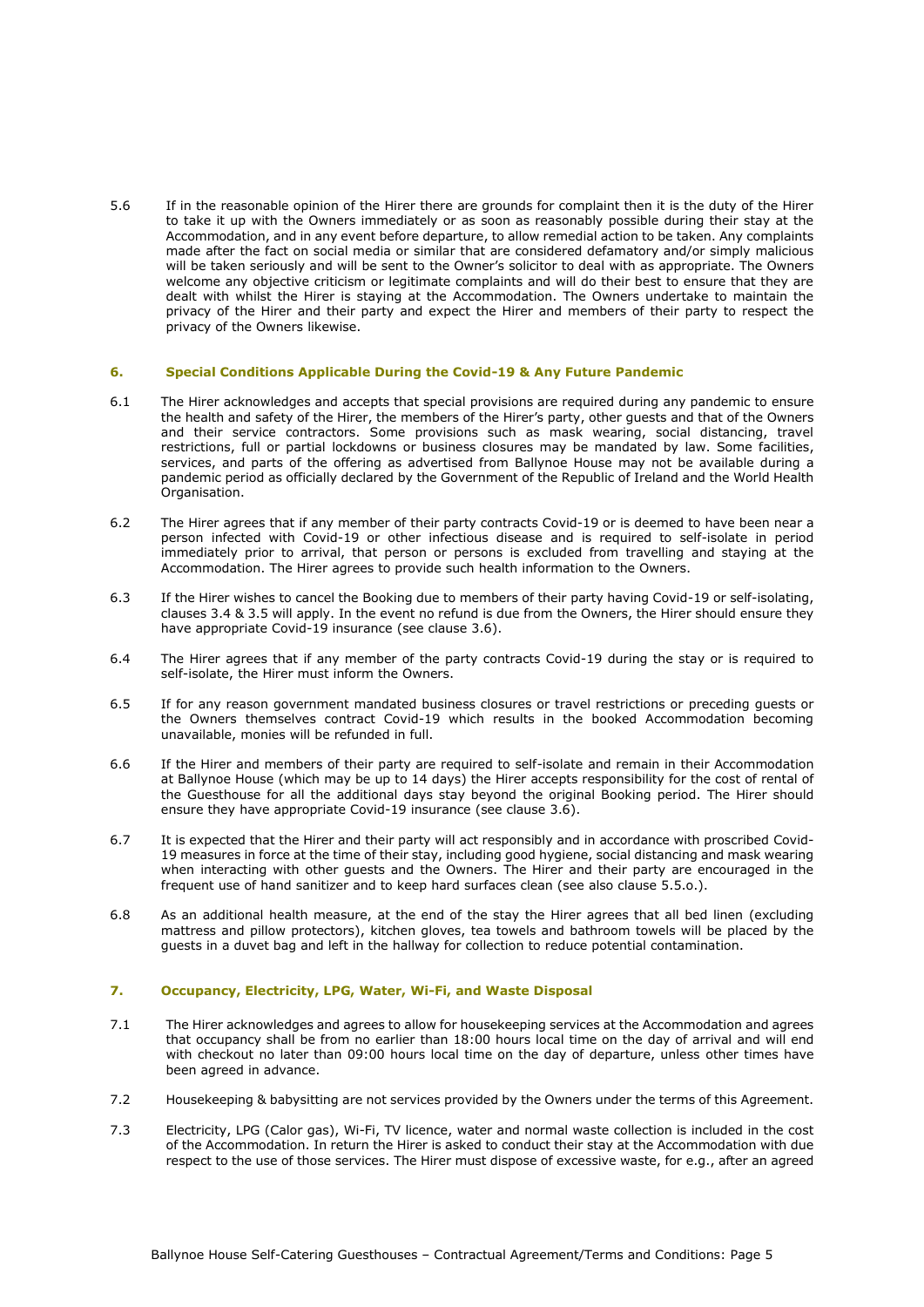5.6 If in the reasonable opinion of the Hirer there are grounds for complaint then it is the duty of the Hirer to take it up with the Owners immediately or as soon as reasonably possible during their stay at the Accommodation, and in any event before departure, to allow remedial action to be taken. Any complaints made after the fact on social media or similar that are considered defamatory and/or simply malicious will be taken seriously and will be sent to the Owner's solicitor to deal with as appropriate. The Owners welcome any objective criticism or legitimate complaints and will do their best to ensure that they are dealt with whilst the Hirer is staying at the Accommodation. The Owners undertake to maintain the privacy of the Hirer and their party and expect the Hirer and members of their party to respect the privacy of the Owners likewise.

## 6. Special Conditions Applicable During the Covid-19 & Any Future Pandemic

6.1 The Hirer acknowledges and accepts that special provisions are required during any pandemic to ensure the health and safety of the Hirer, the members of the Hirer's party, other guests and that of the Owners and their service contractors. Some provisions such as mask wearing, social distancing, travel restrictions, full or partial lockdowns or business closures may be mandated by law. Some facilities, services, and parts of the offering as advertised from Ballynoe House may not be available during a pandemic period as officially declared by the Government of the Republic of Ireland and the World Health Organisation.

6.2 The Hirer agrees that if any member of their party contracts Covid-19 or is deemed to have been near a person infected with Covid-19 or other infectious disease and is required to self-isolate in period immediately prior to arrival, that person or persons is excluded from travelling and staying at the Accommodation. The Hirer agrees to provide such health information to the Owners.

6.3 If the Hirer wishes to cancel the Booking due to members of their party having Covid-19 or self-isolating, clauses 3.4 & 3.5 will apply. In the event no refund is due from the Owners, the Hirer should ensure they have appropriate Covid-19 insurance (see clause 3.6).

6.4 The Hirer agrees that if any member of the party contracts Covid-19 during the stay or is required to self-isolate, the Hirer must inform the Owners.

6.5 If for any reason government mandated business closures or travel restrictions or preceding guests or the Owners themselves contract Covid-19 which results in the booked Accommodation becoming unavailable, monies will be refunded in full.

6.6 If the Hirer and members of their party are required to self-isolate and remain in their Accommodation at Ballynoe House (which may be up to 14 days) the Hirer accepts responsibility for the cost of rental of the Guesthouse for all the additional days stay beyond the original Booking period. The Hirer should ensure they have appropriate Covid-19 insurance (see clause 3.6).

6.7 It is expected that the Hirer and their party will act responsibly and in accordance with proscribed Covid-19 measures in force at the time of their stay, including good hygiene, social distancing and mask wearing when interacting with other guests and the Owners. The Hirer and their party are encouraged in the frequent use of hand sanitizer and to keep hard surfaces clean (see also clause 5.5.o.).

6.8 As an additional health measure, at the end of the stay the Hirer agrees that all bed linen (excluding mattress and pillow protectors), kitchen gloves, tea towels and bathroom towels will be placed by the guests in a duvet bag and left in the hallway for collection to reduce potential contamination.

## 7. Occupancy, Electricity, LPG, Water, Wi-Fi, and Waste Disposal

7.1 The Hirer acknowledges and agrees to allow for housekeeping services at the Accommodation and agrees that occupancy shall be from no earlier than 18:00 hours local time on the day of arrival and will end with checkout no later than 09:00 hours local time on the day of departure, unless other times have been agreed in advance.

7.2 Housekeeping & babysitting are not services provided by the Owners under the terms of this Agreement.

7.3 Electricity, LPG (Calor gas), Wi-Fi, TV licence, water and normal waste collection is included in the cost of the Accommodation. In return the Hirer is asked to conduct their stay at the Accommodation with due respect to the use of those services. The Hirer must dispose of excessive waste, for e.g., after an agreed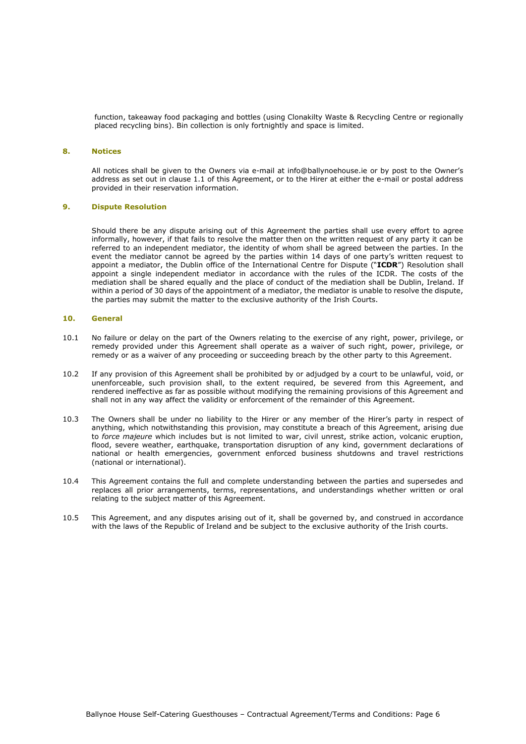function, takeaway food packaging and bottles (using Clonakilty Waste & Recycling Centre or regionally placed recycling bins). Bin collection is only fortnightly and space is limited.

## 8. Notices

All notices shall be given to the Owners via e-mail at info@ballynoehouse.ie or by post to the Owner's address as set out in clause 1.1 of this Agreement, or to the Hirer at either the e-mail or postal address provided in their reservation information.

## 9. Dispute Resolution

Should there be any dispute arising out of this Agreement the parties shall use every effort to agree informally, however, if that fails to resolve the matter then on the written request of any party it can be referred to an independent mediator, the identity of whom shall be agreed between the parties. In the event the mediator cannot be agreed by the parties within 14 days of one party's written request to appoint a mediator, the Dublin office of the International Centre for Dispute ("**ICDR**") Resolution shall appoint a single independent mediator in accordance with the rules of the ICDR. The costs of the mediation shall be shared equally and the place of conduct of the mediation shall be Dublin, Ireland. If within a period of 30 days of the appointment of a mediator, the mediator is unable to resolve the dispute, the parties may submit the matter to the exclusive authority of the Irish Courts.

## 10. General

10.1 No failure or delay on the part of the Owners relating to the exercise of any right, power, privilege, or remedy provided under this Agreement shall operate as a waiver of such right, power, privilege, or remedy or as a waiver of any proceeding or succeeding breach by the other party to this Agreement.

10.2 If any provision of this Agreement shall be prohibited by or adjudged by a court to be unlawful, void, or unenforceable, such provision shall, to the extent required, be severed from this Agreement, and rendered ineffective as far as possible without modifying the remaining provisions of this Agreement and shall not in any way affect the validity or enforcement of the remainder of this Agreement.

10.3 The Owners shall be under no liability to the Hirer or any member of the Hirer's party in respect of anything, which notwithstanding this provision, may constitute a breach of this Agreement, arising due to *force majeure* which includes but is not limited to war, civil unrest, strike action, volcanic eruption, flood, severe weather, earthquake, transportation disruption of any kind, government declarations of national or health emergencies, government enforced business shutdowns and travel restrictions (national or international).

10.4 This Agreement contains the full and complete understanding between the parties and supersedes and replaces all prior arrangements, terms, representations, and understandings whether written or oral relating to the subject matter of this Agreement.

10.5 This Agreement, and any disputes arising out of it, shall be governed by, and construed in accordance with the laws of the Republic of Ireland and be subject to the exclusive authority of the Irish courts.